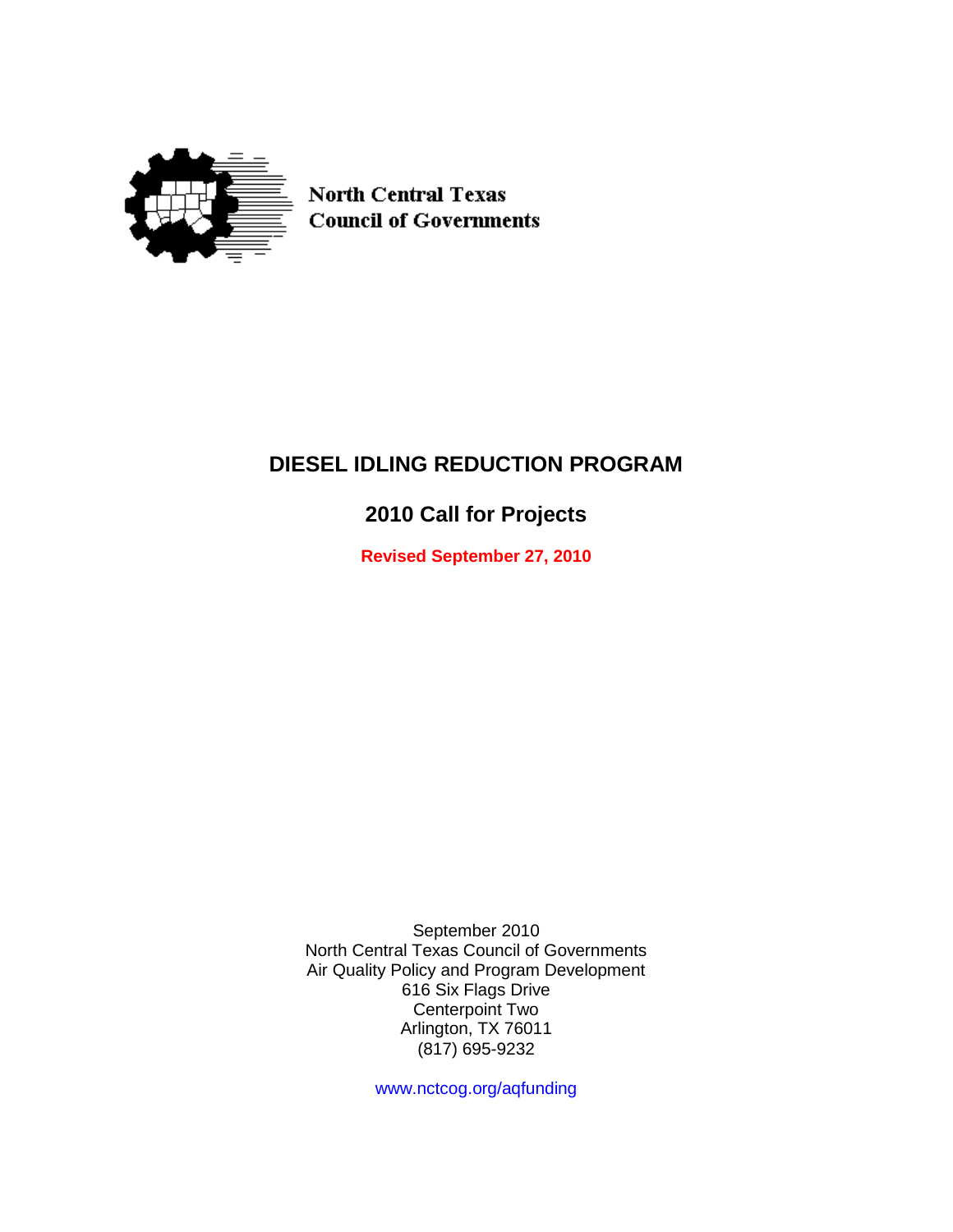North Central Texas
Council of Governments

# DIESEL IDLING REDUCTION PROGRAM

## 2010 Call for Projects

**Revised September 27, 2010**

September 2010
North Central Texas Council of Governments
Air Quality Policy and Program Development
616 Six Flags Drive
Centerpoint Two
Arlington, TX 76011
(817) 695-9232

www.nctcog.org/aqfunding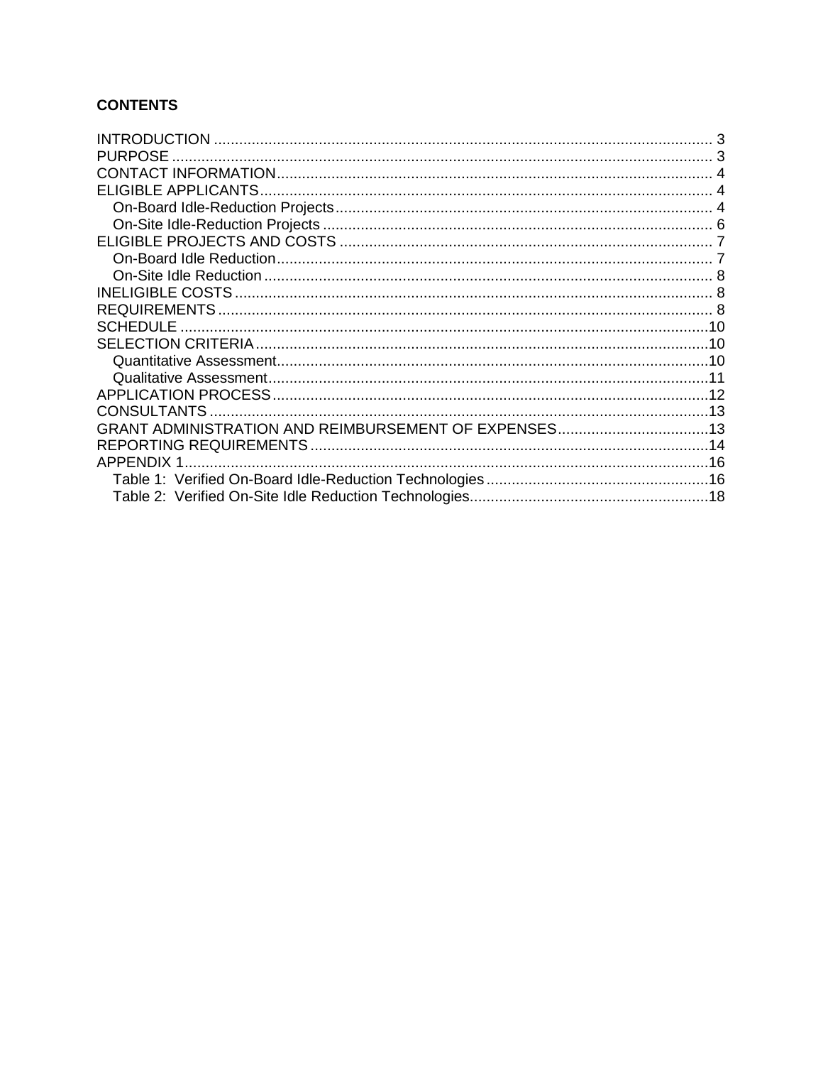**CONTENTS**

INTRODUCTION ........................................................................................................ 3
PURPOSE .................................................................................................................. 3
CONTACT INFORMATION ....................................................................................... 4
ELIGIBLE APPLICANTS ........................................................................................... 4
  On-Board Idle-Reduction Projects ......................................................................... 4
  On-Site Idle-Reduction Projects ............................................................................ 6
ELIGIBLE PROJECTS AND COSTS ........................................................................ 7
  On-Board Idle Reduction ....................................................................................... 7
  On-Site Idle Reduction .......................................................................................... 8
INELIGIBLE COSTS .................................................................................................. 8
REQUIREMENTS ...................................................................................................... 8
SCHEDULE ............................................................................................................. 10
SELECTION CRITERIA ........................................................................................... 10
  Quantitative Assessment ...................................................................................... 10
  Qualitative Assessment ........................................................................................ 11
APPLICATION PROCESS ....................................................................................... 12
CONSULTANTS ...................................................................................................... 13
GRANT ADMINISTRATION AND REIMBURSEMENT OF EXPENSES ................... 13
REPORTING REQUIREMENTS .............................................................................. 14
APPENDIX 1 ............................................................................................................ 16
  Table 1: Verified On-Board Idle-Reduction Technologies ..................................... 16
  Table 2: Verified On-Site Idle Reduction Technologies ......................................... 18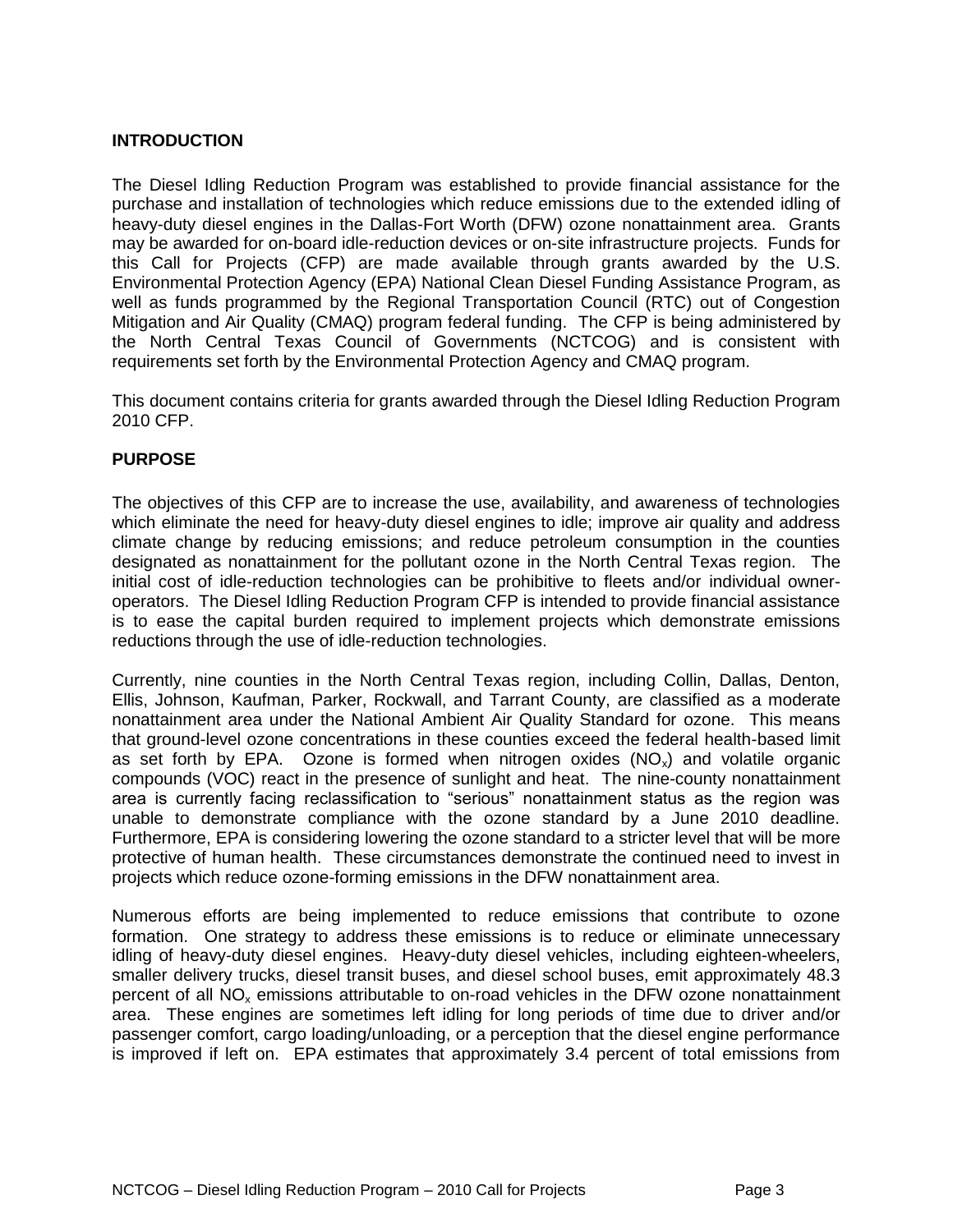## INTRODUCTION

The Diesel Idling Reduction Program was established to provide financial assistance for the purchase and installation of technologies which reduce emissions due to the extended idling of heavy-duty diesel engines in the Dallas-Fort Worth (DFW) ozone nonattainment area. Grants may be awarded for on-board idle-reduction devices or on-site infrastructure projects. Funds for this Call for Projects (CFP) are made available through grants awarded by the U.S. Environmental Protection Agency (EPA) National Clean Diesel Funding Assistance Program, as well as funds programmed by the Regional Transportation Council (RTC) out of Congestion Mitigation and Air Quality (CMAQ) program federal funding. The CFP is being administered by the North Central Texas Council of Governments (NCTCOG) and is consistent with requirements set forth by the Environmental Protection Agency and CMAQ program.

This document contains criteria for grants awarded through the Diesel Idling Reduction Program 2010 CFP.

## PURPOSE

The objectives of this CFP are to increase the use, availability, and awareness of technologies which eliminate the need for heavy-duty diesel engines to idle; improve air quality and address climate change by reducing emissions; and reduce petroleum consumption in the counties designated as nonattainment for the pollutant ozone in the North Central Texas region. The initial cost of idle-reduction technologies can be prohibitive to fleets and/or individual owner-operators. The Diesel Idling Reduction Program CFP is intended to provide financial assistance is to ease the capital burden required to implement projects which demonstrate emissions reductions through the use of idle-reduction technologies.

Currently, nine counties in the North Central Texas region, including Collin, Dallas, Denton, Ellis, Johnson, Kaufman, Parker, Rockwall, and Tarrant County, are classified as a moderate nonattainment area under the National Ambient Air Quality Standard for ozone. This means that ground-level ozone concentrations in these counties exceed the federal health-based limit as set forth by EPA. Ozone is formed when nitrogen oxides ($NO_x$) and volatile organic compounds (VOC) react in the presence of sunlight and heat. The nine-county nonattainment area is currently facing reclassification to "serious" nonattainment status as the region was unable to demonstrate compliance with the ozone standard by a June 2010 deadline. Furthermore, EPA is considering lowering the ozone standard to a stricter level that will be more protective of human health. These circumstances demonstrate the continued need to invest in projects which reduce ozone-forming emissions in the DFW nonattainment area.

Numerous efforts are being implemented to reduce emissions that contribute to ozone formation. One strategy to address these emissions is to reduce or eliminate unnecessary idling of heavy-duty diesel engines. Heavy-duty diesel vehicles, including eighteen-wheelers, smaller delivery trucks, diesel transit buses, and diesel school buses, emit approximately 48.3 percent of all $NO_x$ emissions attributable to on-road vehicles in the DFW ozone nonattainment area. These engines are sometimes left idling for long periods of time due to driver and/or passenger comfort, cargo loading/unloading, or a perception that the diesel engine performance is improved if left on. EPA estimates that approximately 3.4 percent of total emissions from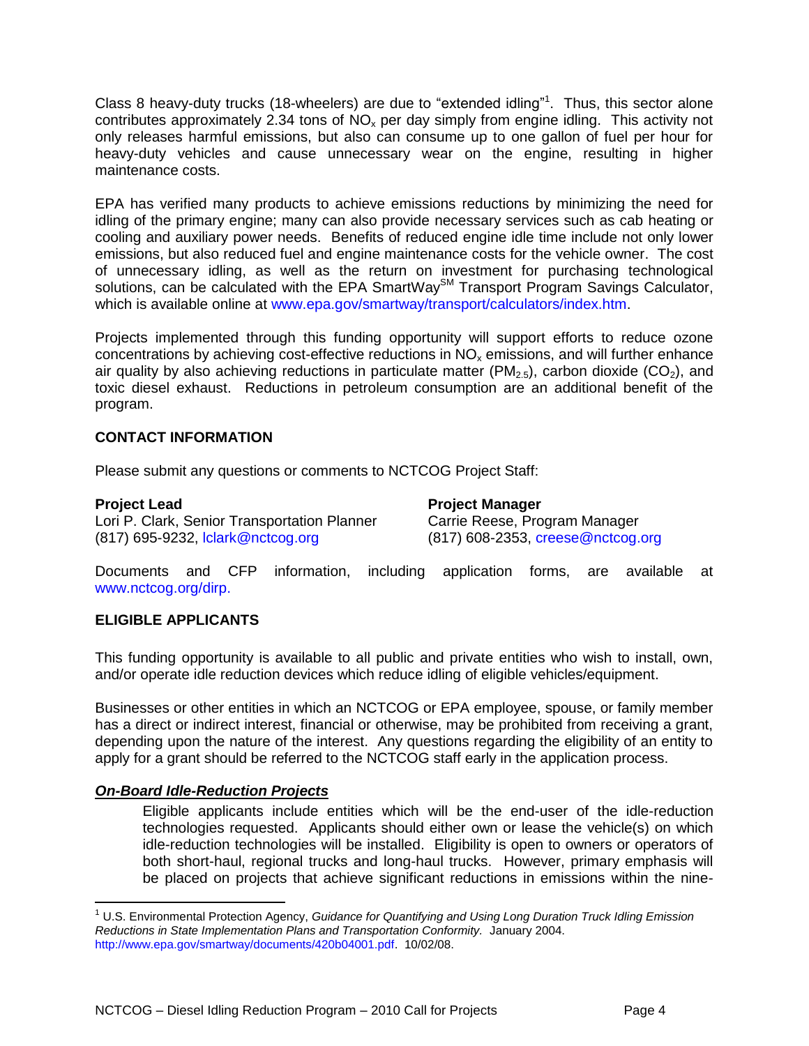Class 8 heavy-duty trucks (18-wheelers) are due to "extended idling"[1]. Thus, this sector alone contributes approximately 2.34 tons of $NO_x$ per day simply from engine idling. This activity not only releases harmful emissions, but also can consume up to one gallon of fuel per hour for heavy-duty vehicles and cause unnecessary wear on the engine, resulting in higher maintenance costs.

EPA has verified many products to achieve emissions reductions by minimizing the need for idling of the primary engine; many can also provide necessary services such as cab heating or cooling and auxiliary power needs. Benefits of reduced engine idle time include not only lower emissions, but also reduced fuel and engine maintenance costs for the vehicle owner. The cost of unnecessary idling, as well as the return on investment for purchasing technological solutions, can be calculated with the EPA SmartWay℠ Transport Program Savings Calculator, which is available online at www.epa.gov/smartway/transport/calculators/index.htm.

Projects implemented through this funding opportunity will support efforts to reduce ozone concentrations by achieving cost-effective reductions in $NO_x$ emissions, and will further enhance air quality by also achieving reductions in particulate matter ($PM_{2.5}$), carbon dioxide ($CO_2$), and toxic diesel exhaust. Reductions in petroleum consumption are an additional benefit of the program.

## CONTACT INFORMATION

Please submit any questions or comments to NCTCOG Project Staff:

**Project Lead**
Lori P. Clark, Senior Transportation Planner
(817) 695-9232, lclark@nctcog.org

**Project Manager**
Carrie Reese, Program Manager
(817) 608-2353, creese@nctcog.org

Documents and CFP information, including application forms, are available at www.nctcog.org/dirp.

## ELIGIBLE APPLICANTS

This funding opportunity is available to all public and private entities who wish to install, own, and/or operate idle reduction devices which reduce idling of eligible vehicles/equipment.

Businesses or other entities in which an NCTCOG or EPA employee, spouse, or family member has a direct or indirect interest, financial or otherwise, may be prohibited from receiving a grant, depending upon the nature of the interest. Any questions regarding the eligibility of an entity to apply for a grant should be referred to the NCTCOG staff early in the application process.

### ***On-Board Idle-Reduction Projects***

Eligible applicants include entities which will be the end-user of the idle-reduction technologies requested. Applicants should either own or lease the vehicle(s) on which idle-reduction technologies will be installed. Eligibility is open to owners or operators of both short-haul, regional trucks and long-haul trucks. However, primary emphasis will be placed on projects that achieve significant reductions in emissions within the nine-

[1] U.S. Environmental Protection Agency, *Guidance for Quantifying and Using Long Duration Truck Idling Emission Reductions in State Implementation Plans and Transportation Conformity.* January 2004. http://www.epa.gov/smartway/documents/420b04001.pdf. 10/02/08.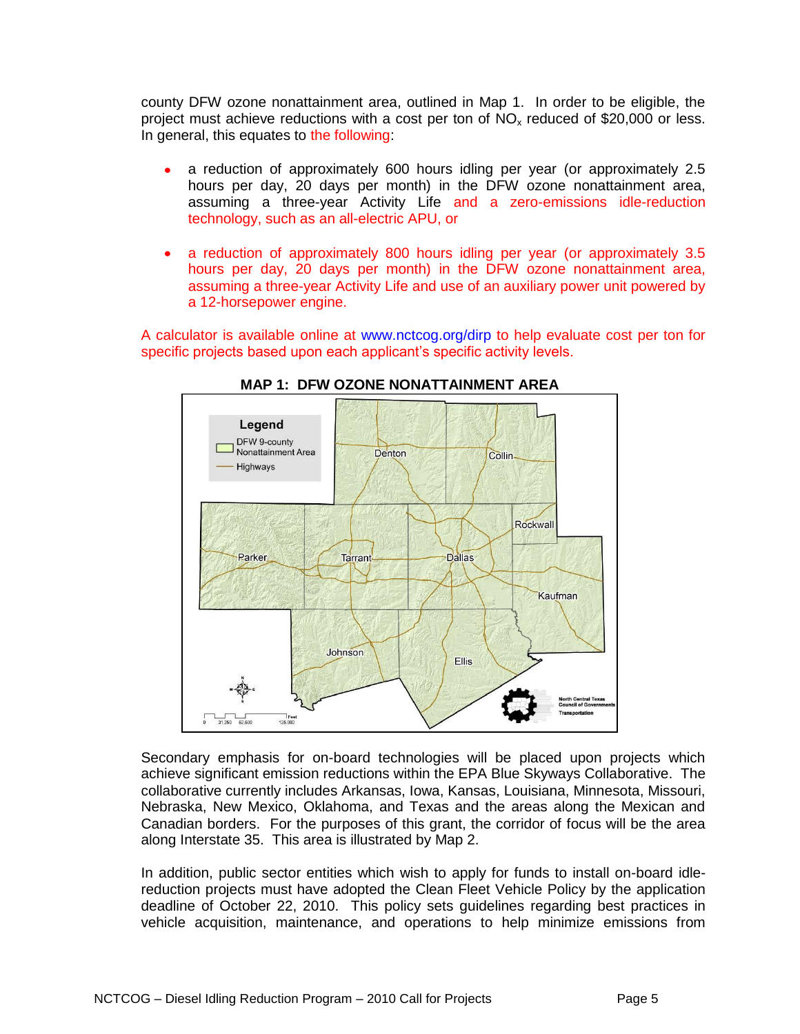county DFW ozone nonattainment area, outlined in Map 1. In order to be eligible, the project must achieve reductions with a cost per ton of $NO_x$ reduced of $20,000 or less. In general, this equates to the following:

- a reduction of approximately 600 hours idling per year (or approximately 2.5 hours per day, 20 days per month) in the DFW ozone nonattainment area, assuming a three-year Activity Life and a zero-emissions idle-reduction technology, such as an all-electric APU, or

- a reduction of approximately 800 hours idling per year (or approximately 3.5 hours per day, 20 days per month) in the DFW ozone nonattainment area, assuming a three-year Activity Life and use of an auxiliary power unit powered by a 12-horsepower engine.

A calculator is available online at www.nctcog.org/dirp to help evaluate cost per ton for specific projects based upon each applicant's specific activity levels.

**MAP 1: DFW OZONE NONATTAINMENT AREA**

Secondary emphasis for on-board technologies will be placed upon projects which achieve significant emission reductions within the EPA Blue Skyways Collaborative. The collaborative currently includes Arkansas, Iowa, Kansas, Louisiana, Minnesota, Missouri, Nebraska, New Mexico, Oklahoma, and Texas and the areas along the Mexican and Canadian borders. For the purposes of this grant, the corridor of focus will be the area along Interstate 35. This area is illustrated by Map 2.

In addition, public sector entities which wish to apply for funds to install on-board idle-reduction projects must have adopted the Clean Fleet Vehicle Policy by the application deadline of October 22, 2010. This policy sets guidelines regarding best practices in vehicle acquisition, maintenance, and operations to help minimize emissions from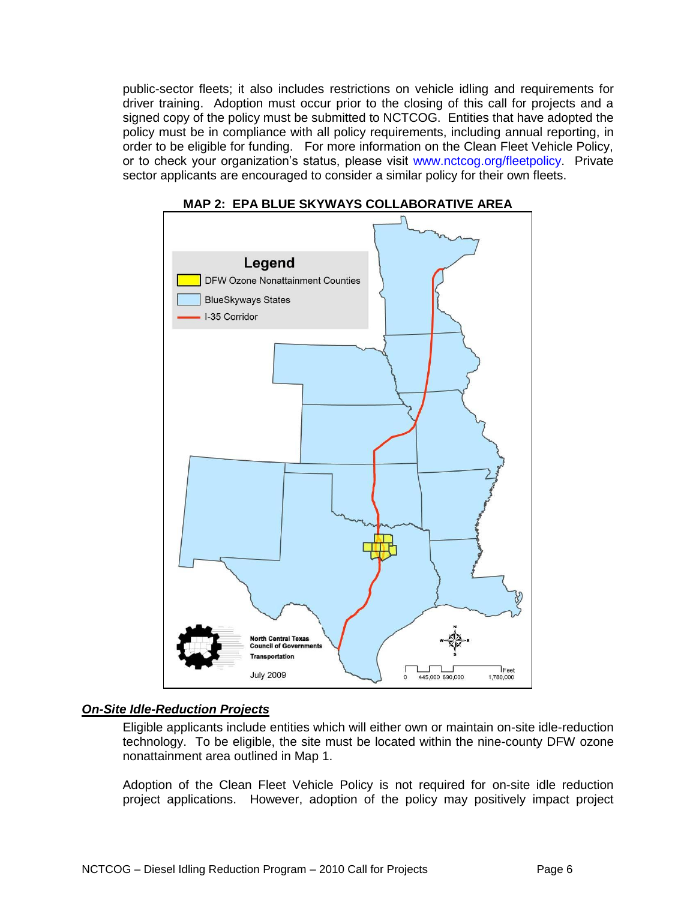public-sector fleets; it also includes restrictions on vehicle idling and requirements for driver training. Adoption must occur prior to the closing of this call for projects and a signed copy of the policy must be submitted to NCTCOG. Entities that have adopted the policy must be in compliance with all policy requirements, including annual reporting, in order to be eligible for funding. For more information on the Clean Fleet Vehicle Policy, or to check your organization's status, please visit www.nctcog.org/fleetpolicy. Private sector applicants are encouraged to consider a similar policy for their own fleets.

**MAP 2: EPA BLUE SKYWAYS COLLABORATIVE AREA**

Legend
- DFW Ozone Nonattainment Counties
- BlueSkyways States
- I-35 Corridor

North Central Texas Council of Governments Transportation

July 2009

Feet: 0, 445,000, 890,000, 1,780,000

### ***On-Site Idle-Reduction Projects***

Eligible applicants include entities which will either own or maintain on-site idle-reduction technology. To be eligible, the site must be located within the nine-county DFW ozone nonattainment area outlined in Map 1.

Adoption of the Clean Fleet Vehicle Policy is not required for on-site idle reduction project applications. However, adoption of the policy may positively impact project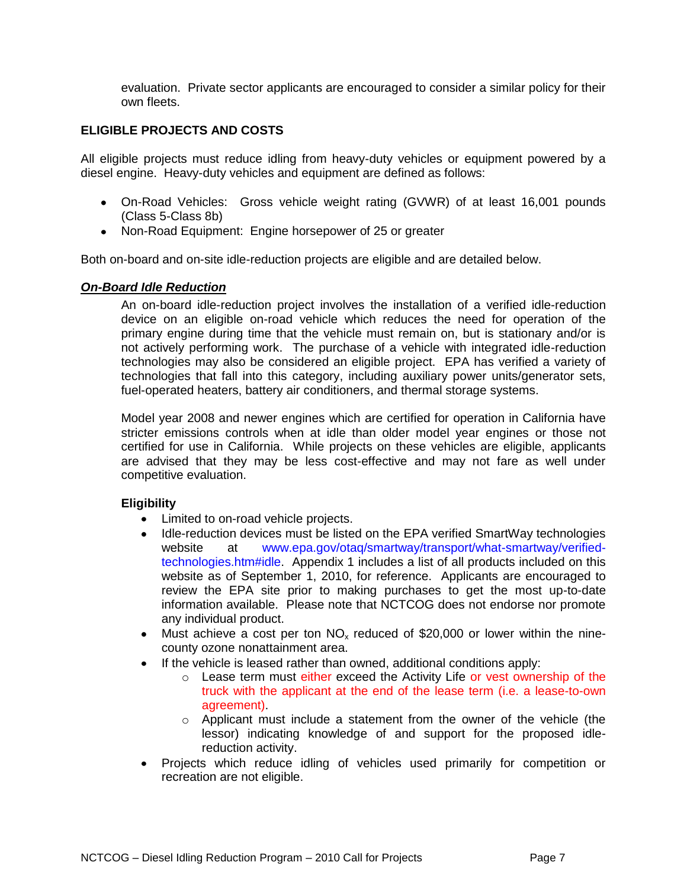evaluation. Private sector applicants are encouraged to consider a similar policy for their own fleets.

## ELIGIBLE PROJECTS AND COSTS

All eligible projects must reduce idling from heavy-duty vehicles or equipment powered by a diesel engine. Heavy-duty vehicles and equipment are defined as follows:

- On-Road Vehicles: Gross vehicle weight rating (GVWR) of at least 16,001 pounds (Class 5-Class 8b)
- Non-Road Equipment: Engine horsepower of 25 or greater

Both on-board and on-site idle-reduction projects are eligible and are detailed below.

### ***On-Board Idle Reduction***

An on-board idle-reduction project involves the installation of a verified idle-reduction device on an eligible on-road vehicle which reduces the need for operation of the primary engine during time that the vehicle must remain on, but is stationary and/or is not actively performing work. The purchase of a vehicle with integrated idle-reduction technologies may also be considered an eligible project. EPA has verified a variety of technologies that fall into this category, including auxiliary power units/generator sets, fuel-operated heaters, battery air conditioners, and thermal storage systems.

Model year 2008 and newer engines which are certified for operation in California have stricter emissions controls when at idle than older model year engines or those not certified for use in California. While projects on these vehicles are eligible, applicants are advised that they may be less cost-effective and may not fare as well under competitive evaluation.

**Eligibility**

- Limited to on-road vehicle projects.
- Idle-reduction devices must be listed on the EPA verified SmartWay technologies website at www.epa.gov/otaq/smartway/transport/what-smartway/verified-technologies.htm#idle. Appendix 1 includes a list of all products included on this website as of September 1, 2010, for reference. Applicants are encouraged to review the EPA site prior to making purchases to get the most up-to-date information available. Please note that NCTCOG does not endorse nor promote any individual product.
- Must achieve a cost per ton $NO_x$ reduced of $20,000 or lower within the nine-county ozone nonattainment area.
- If the vehicle is leased rather than owned, additional conditions apply:
  - Lease term must either exceed the Activity Life or vest ownership of the truck with the applicant at the end of the lease term (i.e. a lease-to-own agreement).
  - Applicant must include a statement from the owner of the vehicle (the lessor) indicating knowledge of and support for the proposed idle-reduction activity.
- Projects which reduce idling of vehicles used primarily for competition or recreation are not eligible.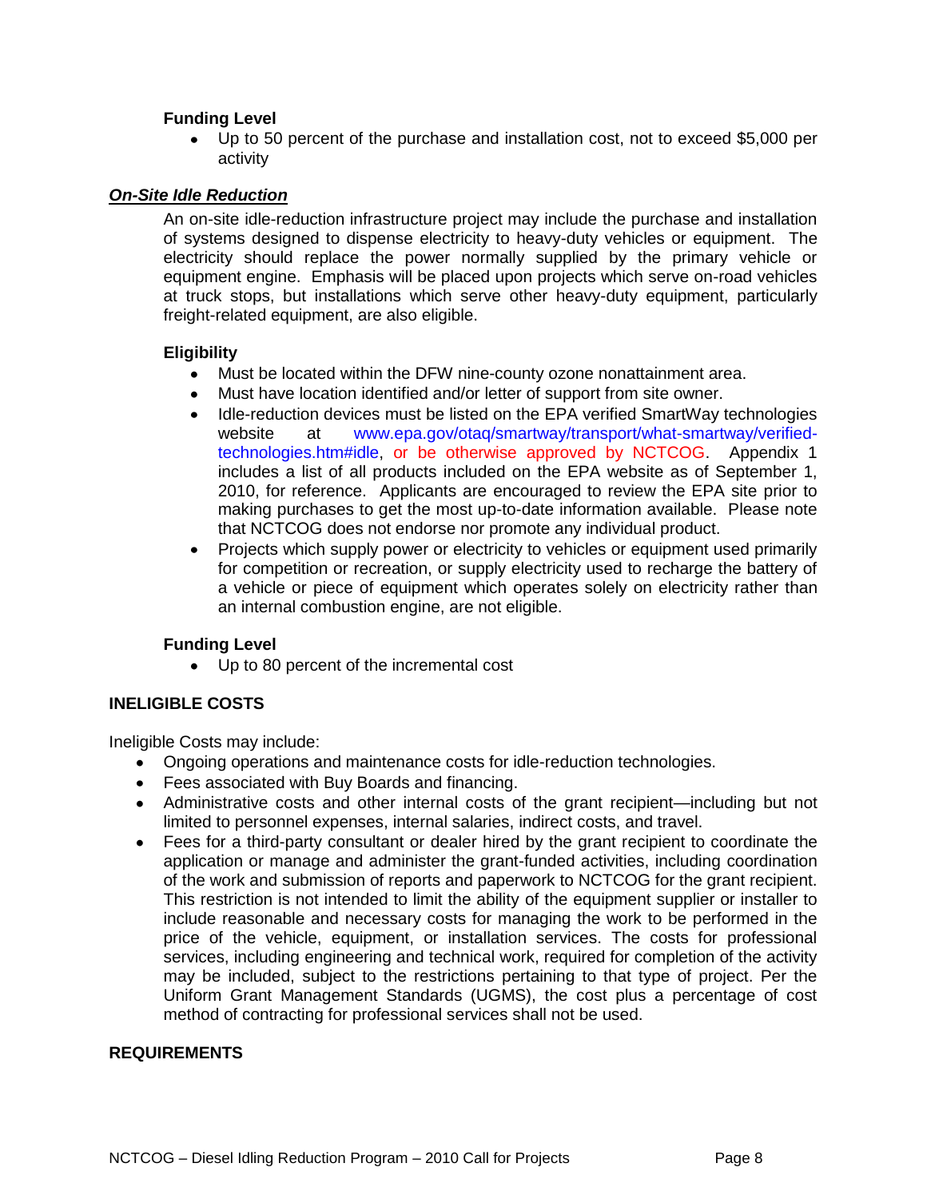**Funding Level**

- Up to 50 percent of the purchase and installation cost, not to exceed $5,000 per activity

***On-Site Idle Reduction***

An on-site idle-reduction infrastructure project may include the purchase and installation of systems designed to dispense electricity to heavy-duty vehicles or equipment. The electricity should replace the power normally supplied by the primary vehicle or equipment engine. Emphasis will be placed upon projects which serve on-road vehicles at truck stops, but installations which serve other heavy-duty equipment, particularly freight-related equipment, are also eligible.

**Eligibility**

- Must be located within the DFW nine-county ozone nonattainment area.
- Must have location identified and/or letter of support from site owner.
- Idle-reduction devices must be listed on the EPA verified SmartWay technologies website at www.epa.gov/otaq/smartway/transport/what-smartway/verified-technologies.htm#idle, or be otherwise approved by NCTCOG. Appendix 1 includes a list of all products included on the EPA website as of September 1, 2010, for reference. Applicants are encouraged to review the EPA site prior to making purchases to get the most up-to-date information available. Please note that NCTCOG does not endorse nor promote any individual product.
- Projects which supply power or electricity to vehicles or equipment used primarily for competition or recreation, or supply electricity used to recharge the battery of a vehicle or piece of equipment which operates solely on electricity rather than an internal combustion engine, are not eligible.

**Funding Level**

- Up to 80 percent of the incremental cost

## INELIGIBLE COSTS

Ineligible Costs may include:

- Ongoing operations and maintenance costs for idle-reduction technologies.
- Fees associated with Buy Boards and financing.
- Administrative costs and other internal costs of the grant recipient—including but not limited to personnel expenses, internal salaries, indirect costs, and travel.
- Fees for a third-party consultant or dealer hired by the grant recipient to coordinate the application or manage and administer the grant-funded activities, including coordination of the work and submission of reports and paperwork to NCTCOG for the grant recipient. This restriction is not intended to limit the ability of the equipment supplier or installer to include reasonable and necessary costs for managing the work to be performed in the price of the vehicle, equipment, or installation services. The costs for professional services, including engineering and technical work, required for completion of the activity may be included, subject to the restrictions pertaining to that type of project. Per the Uniform Grant Management Standards (UGMS), the cost plus a percentage of cost method of contracting for professional services shall not be used.

## REQUIREMENTS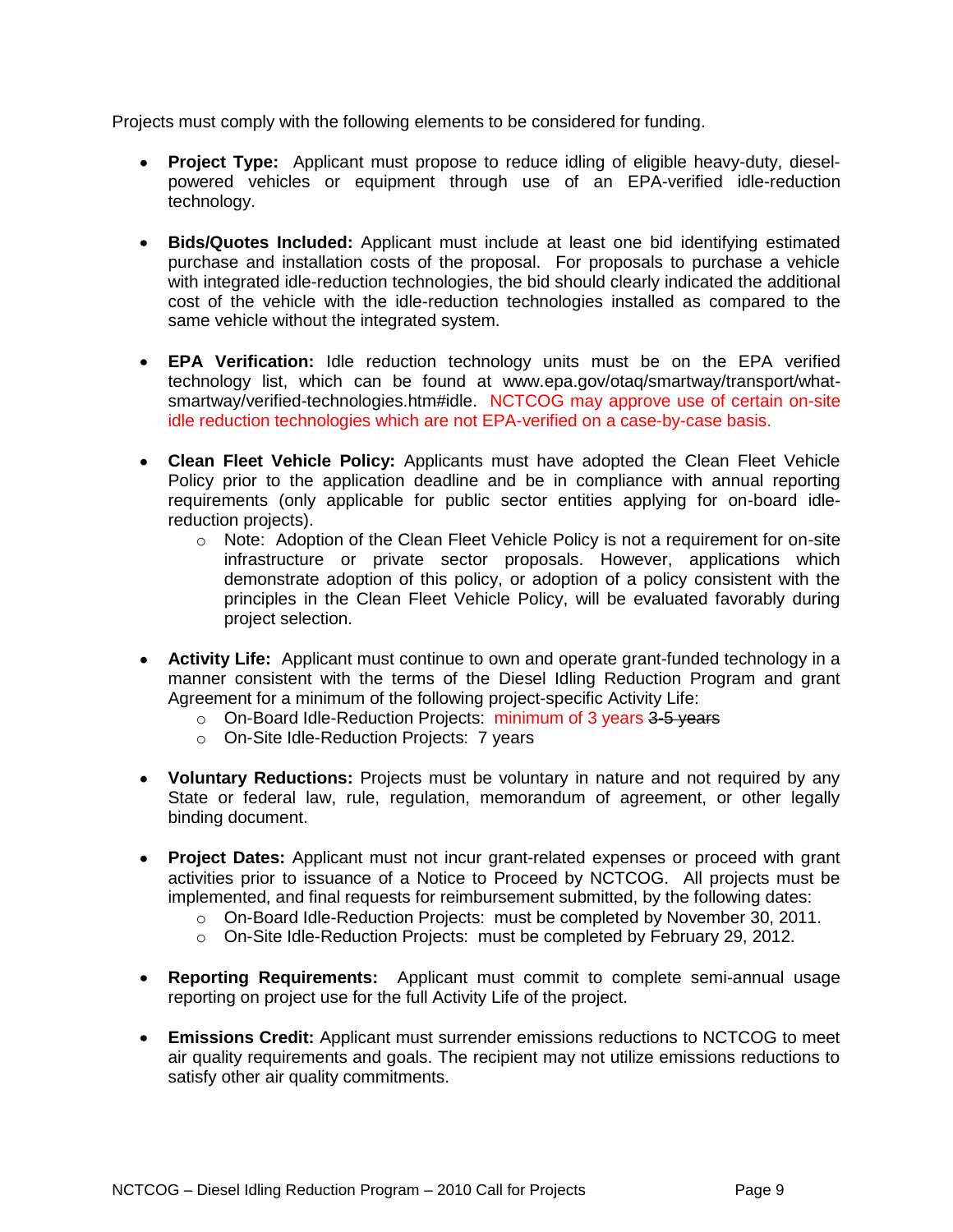Projects must comply with the following elements to be considered for funding.

- **Project Type:** Applicant must propose to reduce idling of eligible heavy-duty, diesel-powered vehicles or equipment through use of an EPA-verified idle-reduction technology.

- **Bids/Quotes Included:** Applicant must include at least one bid identifying estimated purchase and installation costs of the proposal. For proposals to purchase a vehicle with integrated idle-reduction technologies, the bid should clearly indicated the additional cost of the vehicle with the idle-reduction technologies installed as compared to the same vehicle without the integrated system.

- **EPA Verification:** Idle reduction technology units must be on the EPA verified technology list, which can be found at www.epa.gov/otaq/smartway/transport/what-smartway/verified-technologies.htm#idle. NCTCOG may approve use of certain on-site idle reduction technologies which are not EPA-verified on a case-by-case basis.

- **Clean Fleet Vehicle Policy:** Applicants must have adopted the Clean Fleet Vehicle Policy prior to the application deadline and be in compliance with annual reporting requirements (only applicable for public sector entities applying for on-board idle-reduction projects).
  - Note: Adoption of the Clean Fleet Vehicle Policy is not a requirement for on-site infrastructure or private sector proposals. However, applications which demonstrate adoption of this policy, or adoption of a policy consistent with the principles in the Clean Fleet Vehicle Policy, will be evaluated favorably during project selection.

- **Activity Life:** Applicant must continue to own and operate grant-funded technology in a manner consistent with the terms of the Diesel Idling Reduction Program and grant Agreement for a minimum of the following project-specific Activity Life:
  - On-Board Idle-Reduction Projects: minimum of 3 years ~~3-5 years~~
  - On-Site Idle-Reduction Projects: 7 years

- **Voluntary Reductions:** Projects must be voluntary in nature and not required by any State or federal law, rule, regulation, memorandum of agreement, or other legally binding document.

- **Project Dates:** Applicant must not incur grant-related expenses or proceed with grant activities prior to issuance of a Notice to Proceed by NCTCOG. All projects must be implemented, and final requests for reimbursement submitted, by the following dates:
  - On-Board Idle-Reduction Projects: must be completed by November 30, 2011.
  - On-Site Idle-Reduction Projects: must be completed by February 29, 2012.

- **Reporting Requirements:** Applicant must commit to complete semi-annual usage reporting on project use for the full Activity Life of the project.

- **Emissions Credit:** Applicant must surrender emissions reductions to NCTCOG to meet air quality requirements and goals. The recipient may not utilize emissions reductions to satisfy other air quality commitments.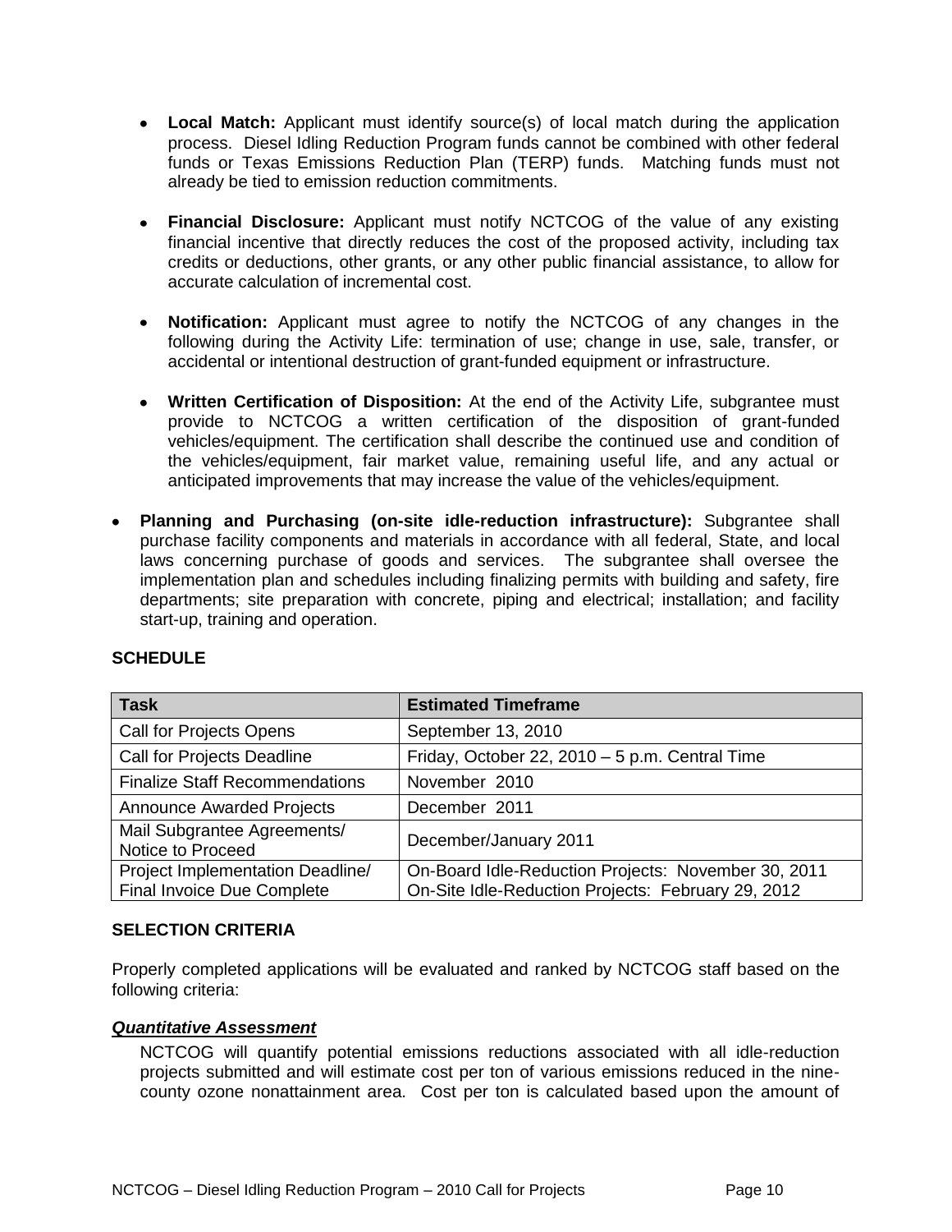- **Local Match:** Applicant must identify source(s) of local match during the application process. Diesel Idling Reduction Program funds cannot be combined with other federal funds or Texas Emissions Reduction Plan (TERP) funds. Matching funds must not already be tied to emission reduction commitments.

- **Financial Disclosure:** Applicant must notify NCTCOG of the value of any existing financial incentive that directly reduces the cost of the proposed activity, including tax credits or deductions, other grants, or any other public financial assistance, to allow for accurate calculation of incremental cost.

- **Notification:** Applicant must agree to notify the NCTCOG of any changes in the following during the Activity Life: termination of use; change in use, sale, transfer, or accidental or intentional destruction of grant-funded equipment or infrastructure.

- **Written Certification of Disposition:** At the end of the Activity Life, subgrantee must provide to NCTCOG a written certification of the disposition of grant-funded vehicles/equipment. The certification shall describe the continued use and condition of the vehicles/equipment, fair market value, remaining useful life, and any actual or anticipated improvements that may increase the value of the vehicles/equipment.

- **Planning and Purchasing (on-site idle-reduction infrastructure):** Subgrantee shall purchase facility components and materials in accordance with all federal, State, and local laws concerning purchase of goods and services. The subgrantee shall oversee the implementation plan and schedules including finalizing permits with building and safety, fire departments; site preparation with concrete, piping and electrical; installation; and facility start-up, training and operation.

**SCHEDULE**

| Task | Estimated Timeframe |
|---|---|
| Call for Projects Opens | September 13, 2010 |
| Call for Projects Deadline | Friday, October 22, 2010 – 5 p.m. Central Time |
| Finalize Staff Recommendations | November 2010 |
| Announce Awarded Projects | December 2011 |
| Mail Subgrantee Agreements/ Notice to Proceed | December/January 2011 |
| Project Implementation Deadline/ Final Invoice Due Complete | On-Board Idle-Reduction Projects: November 30, 2011<br>On-Site Idle-Reduction Projects: February 29, 2012 |

**SELECTION CRITERIA**

Properly completed applications will be evaluated and ranked by NCTCOG staff based on the following criteria:

***Quantitative Assessment***

NCTCOG will quantify potential emissions reductions associated with all idle-reduction projects submitted and will estimate cost per ton of various emissions reduced in the nine-county ozone nonattainment area. Cost per ton is calculated based upon the amount of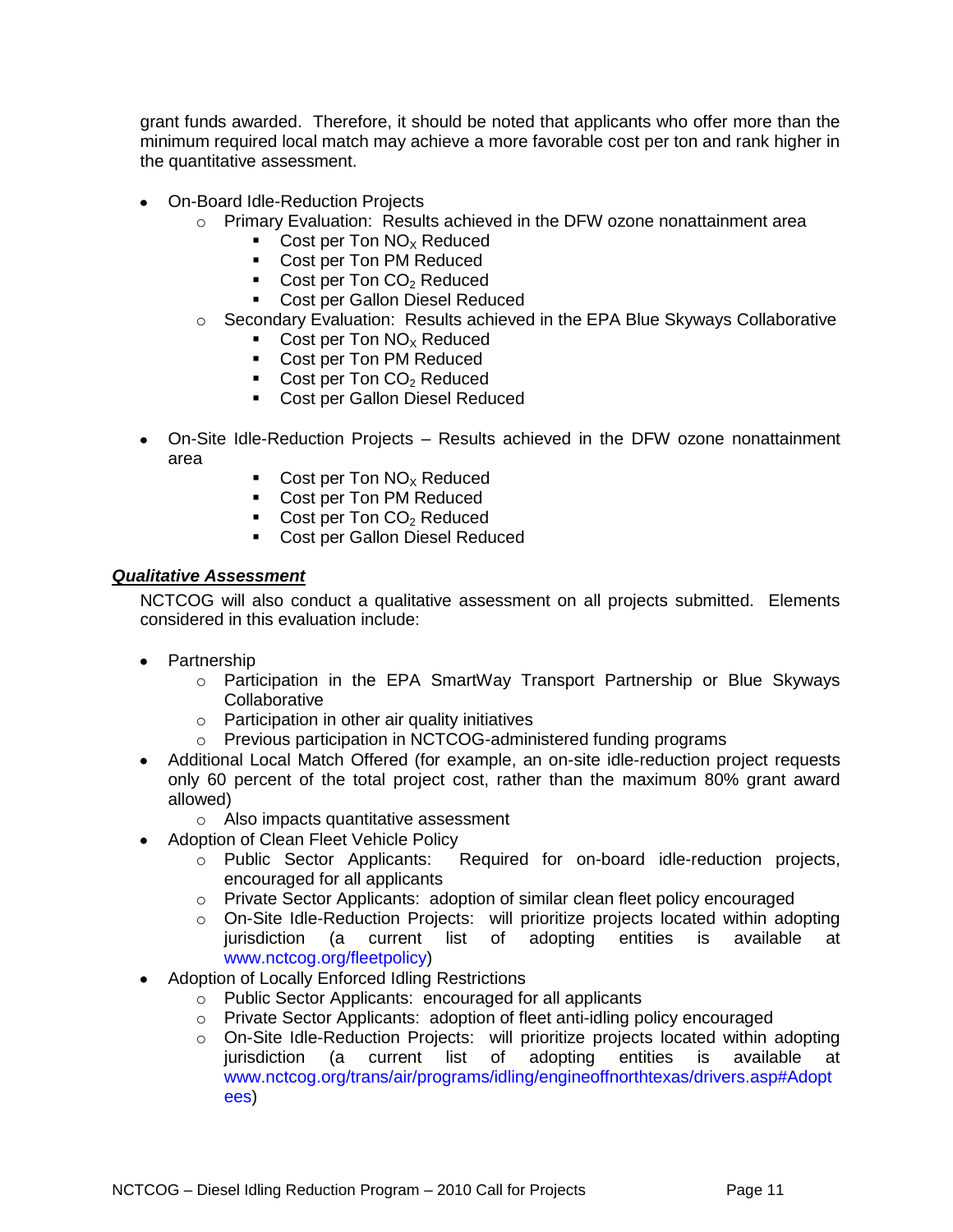grant funds awarded. Therefore, it should be noted that applicants who offer more than the minimum required local match may achieve a more favorable cost per ton and rank higher in the quantitative assessment.

- On-Board Idle-Reduction Projects
  - Primary Evaluation: Results achieved in the DFW ozone nonattainment area
    - Cost per Ton $NO_X$ Reduced
    - Cost per Ton PM Reduced
    - Cost per Ton $CO_2$ Reduced
    - Cost per Gallon Diesel Reduced
  - Secondary Evaluation: Results achieved in the EPA Blue Skyways Collaborative
    - Cost per Ton $NO_X$ Reduced
    - Cost per Ton PM Reduced
    - Cost per Ton $CO_2$ Reduced
    - Cost per Gallon Diesel Reduced

- On-Site Idle-Reduction Projects – Results achieved in the DFW ozone nonattainment area
    - Cost per Ton $NO_X$ Reduced
    - Cost per Ton PM Reduced
    - Cost per Ton $CO_2$ Reduced
    - Cost per Gallon Diesel Reduced

***Qualitative Assessment***

NCTCOG will also conduct a qualitative assessment on all projects submitted. Elements considered in this evaluation include:

- Partnership
  - Participation in the EPA SmartWay Transport Partnership or Blue Skyways Collaborative
  - Participation in other air quality initiatives
  - Previous participation in NCTCOG-administered funding programs
- Additional Local Match Offered (for example, an on-site idle-reduction project requests only 60 percent of the total project cost, rather than the maximum 80% grant award allowed)
  - Also impacts quantitative assessment
- Adoption of Clean Fleet Vehicle Policy
  - Public Sector Applicants: Required for on-board idle-reduction projects, encouraged for all applicants
  - Private Sector Applicants: adoption of similar clean fleet policy encouraged
  - On-Site Idle-Reduction Projects: will prioritize projects located within adopting jurisdiction (a current list of adopting entities is available at www.nctcog.org/fleetpolicy)
- Adoption of Locally Enforced Idling Restrictions
  - Public Sector Applicants: encouraged for all applicants
  - Private Sector Applicants: adoption of fleet anti-idling policy encouraged
  - On-Site Idle-Reduction Projects: will prioritize projects located within adopting jurisdiction (a current list of adopting entities is available at www.nctcog.org/trans/air/programs/idling/engineoffnorthtexas/drivers.asp#Adoptees)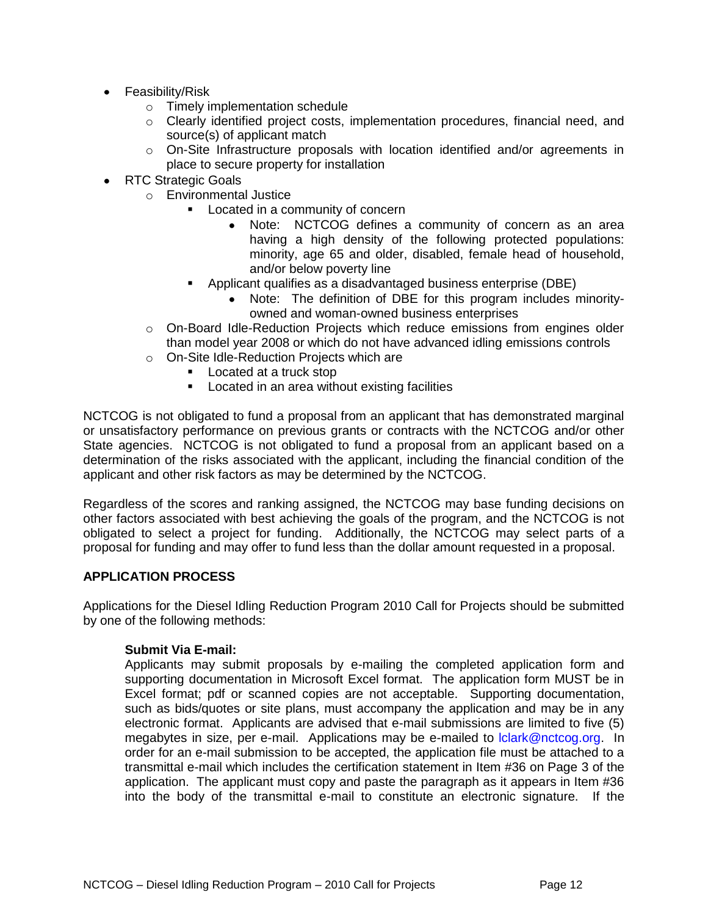- Feasibility/Risk
    - Timely implementation schedule
    - Clearly identified project costs, implementation procedures, financial need, and source(s) of applicant match
    - On-Site Infrastructure proposals with location identified and/or agreements in place to secure property for installation
- RTC Strategic Goals
    - Environmental Justice
        - Located in a community of concern
            - Note: NCTCOG defines a community of concern as an area having a high density of the following protected populations: minority, age 65 and older, disabled, female head of household, and/or below poverty line
        - Applicant qualifies as a disadvantaged business enterprise (DBE)
            - Note: The definition of DBE for this program includes minority-owned and woman-owned business enterprises
    - On-Board Idle-Reduction Projects which reduce emissions from engines older than model year 2008 or which do not have advanced idling emissions controls
    - On-Site Idle-Reduction Projects which are
        - Located at a truck stop
        - Located in an area without existing facilities

NCTCOG is not obligated to fund a proposal from an applicant that has demonstrated marginal or unsatisfactory performance on previous grants or contracts with the NCTCOG and/or other State agencies. NCTCOG is not obligated to fund a proposal from an applicant based on a determination of the risks associated with the applicant, including the financial condition of the applicant and other risk factors as may be determined by the NCTCOG.

Regardless of the scores and ranking assigned, the NCTCOG may base funding decisions on other factors associated with best achieving the goals of the program, and the NCTCOG is not obligated to select a project for funding. Additionally, the NCTCOG may select parts of a proposal for funding and may offer to fund less than the dollar amount requested in a proposal.

## APPLICATION PROCESS

Applications for the Diesel Idling Reduction Program 2010 Call for Projects should be submitted by one of the following methods:

**Submit Via E-mail:**
Applicants may submit proposals by e-mailing the completed application form and supporting documentation in Microsoft Excel format. The application form MUST be in Excel format; pdf or scanned copies are not acceptable. Supporting documentation, such as bids/quotes or site plans, must accompany the application and may be in any electronic format. Applicants are advised that e-mail submissions are limited to five (5) megabytes in size, per e-mail. Applications may be e-mailed to lclark@nctcog.org. In order for an e-mail submission to be accepted, the application file must be attached to a transmittal e-mail which includes the certification statement in Item #36 on Page 3 of the application. The applicant must copy and paste the paragraph as it appears in Item #36 into the body of the transmittal e-mail to constitute an electronic signature. If the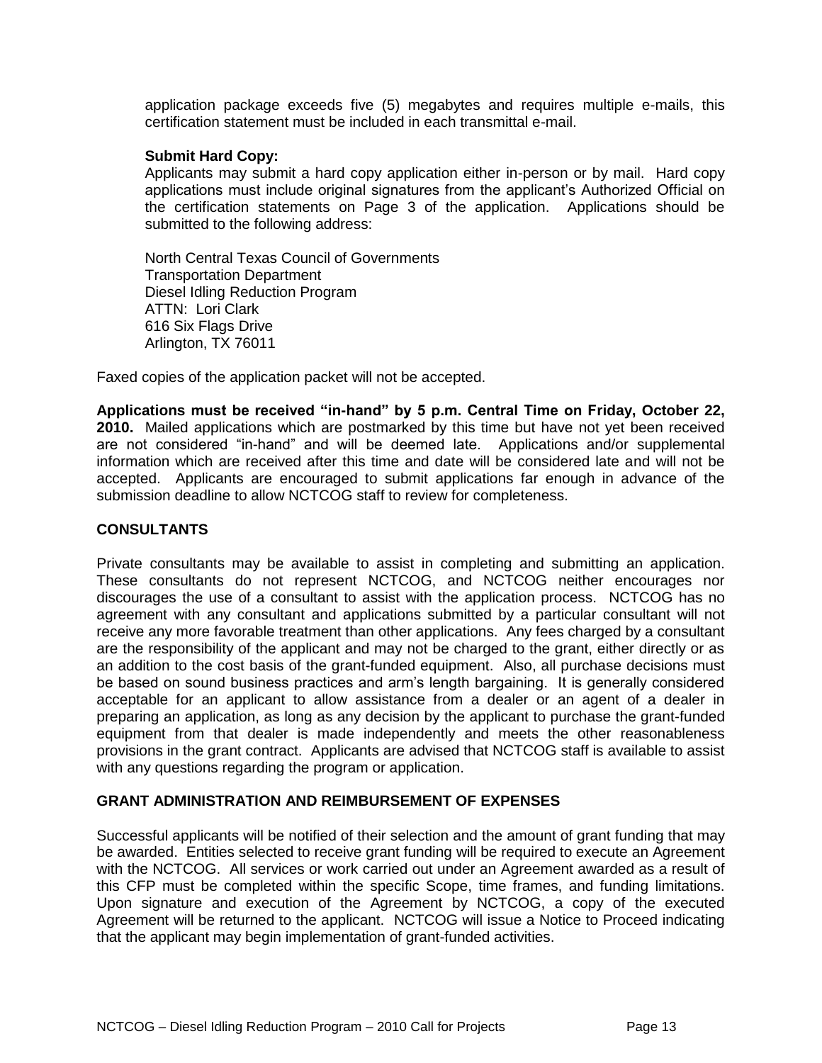application package exceeds five (5) megabytes and requires multiple e-mails, this certification statement must be included in each transmittal e-mail.

**Submit Hard Copy:**

Applicants may submit a hard copy application either in-person or by mail. Hard copy applications must include original signatures from the applicant's Authorized Official on the certification statements on Page 3 of the application. Applications should be submitted to the following address:

North Central Texas Council of Governments
Transportation Department
Diesel Idling Reduction Program
ATTN: Lori Clark
616 Six Flags Drive
Arlington, TX 76011

Faxed copies of the application packet will not be accepted.

**Applications must be received "in-hand" by 5 p.m. Central Time on Friday, October 22, 2010.** Mailed applications which are postmarked by this time but have not yet been received are not considered "in-hand" and will be deemed late. Applications and/or supplemental information which are received after this time and date will be considered late and will not be accepted. Applicants are encouraged to submit applications far enough in advance of the submission deadline to allow NCTCOG staff to review for completeness.

## CONSULTANTS

Private consultants may be available to assist in completing and submitting an application. These consultants do not represent NCTCOG, and NCTCOG neither encourages nor discourages the use of a consultant to assist with the application process. NCTCOG has no agreement with any consultant and applications submitted by a particular consultant will not receive any more favorable treatment than other applications. Any fees charged by a consultant are the responsibility of the applicant and may not be charged to the grant, either directly or as an addition to the cost basis of the grant-funded equipment. Also, all purchase decisions must be based on sound business practices and arm's length bargaining. It is generally considered acceptable for an applicant to allow assistance from a dealer or an agent of a dealer in preparing an application, as long as any decision by the applicant to purchase the grant-funded equipment from that dealer is made independently and meets the other reasonableness provisions in the grant contract. Applicants are advised that NCTCOG staff is available to assist with any questions regarding the program or application.

## GRANT ADMINISTRATION AND REIMBURSEMENT OF EXPENSES

Successful applicants will be notified of their selection and the amount of grant funding that may be awarded. Entities selected to receive grant funding will be required to execute an Agreement with the NCTCOG. All services or work carried out under an Agreement awarded as a result of this CFP must be completed within the specific Scope, time frames, and funding limitations. Upon signature and execution of the Agreement by NCTCOG, a copy of the executed Agreement will be returned to the applicant. NCTCOG will issue a Notice to Proceed indicating that the applicant may begin implementation of grant-funded activities.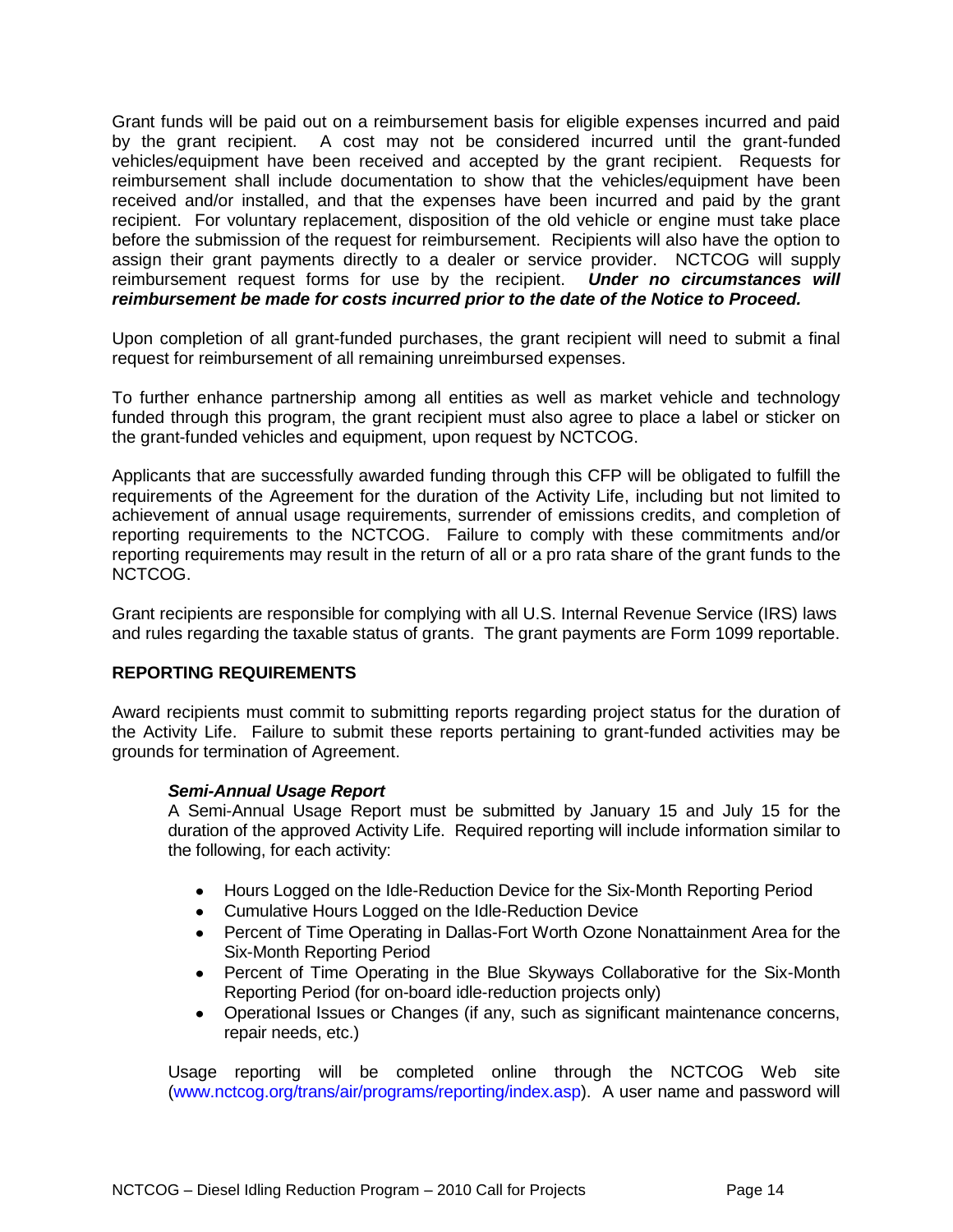Grant funds will be paid out on a reimbursement basis for eligible expenses incurred and paid by the grant recipient. A cost may not be considered incurred until the grant-funded vehicles/equipment have been received and accepted by the grant recipient. Requests for reimbursement shall include documentation to show that the vehicles/equipment have been received and/or installed, and that the expenses have been incurred and paid by the grant recipient. For voluntary replacement, disposition of the old vehicle or engine must take place before the submission of the request for reimbursement. Recipients will also have the option to assign their grant payments directly to a dealer or service provider. NCTCOG will supply reimbursement request forms for use by the recipient. ***Under no circumstances will reimbursement be made for costs incurred prior to the date of the Notice to Proceed.***

Upon completion of all grant-funded purchases, the grant recipient will need to submit a final request for reimbursement of all remaining unreimbursed expenses.

To further enhance partnership among all entities as well as market vehicle and technology funded through this program, the grant recipient must also agree to place a label or sticker on the grant-funded vehicles and equipment, upon request by NCTCOG.

Applicants that are successfully awarded funding through this CFP will be obligated to fulfill the requirements of the Agreement for the duration of the Activity Life, including but not limited to achievement of annual usage requirements, surrender of emissions credits, and completion of reporting requirements to the NCTCOG. Failure to comply with these commitments and/or reporting requirements may result in the return of all or a pro rata share of the grant funds to the NCTCOG.

Grant recipients are responsible for complying with all U.S. Internal Revenue Service (IRS) laws and rules regarding the taxable status of grants. The grant payments are Form 1099 reportable.

## REPORTING REQUIREMENTS

Award recipients must commit to submitting reports regarding project status for the duration of the Activity Life. Failure to submit these reports pertaining to grant-funded activities may be grounds for termination of Agreement.

### *Semi-Annual Usage Report*

A Semi-Annual Usage Report must be submitted by January 15 and July 15 for the duration of the approved Activity Life. Required reporting will include information similar to the following, for each activity:

- Hours Logged on the Idle-Reduction Device for the Six-Month Reporting Period
- Cumulative Hours Logged on the Idle-Reduction Device
- Percent of Time Operating in Dallas-Fort Worth Ozone Nonattainment Area for the Six-Month Reporting Period
- Percent of Time Operating in the Blue Skyways Collaborative for the Six-Month Reporting Period (for on-board idle-reduction projects only)
- Operational Issues or Changes (if any, such as significant maintenance concerns, repair needs, etc.)

Usage reporting will be completed online through the NCTCOG Web site (www.nctcog.org/trans/air/programs/reporting/index.asp). A user name and password will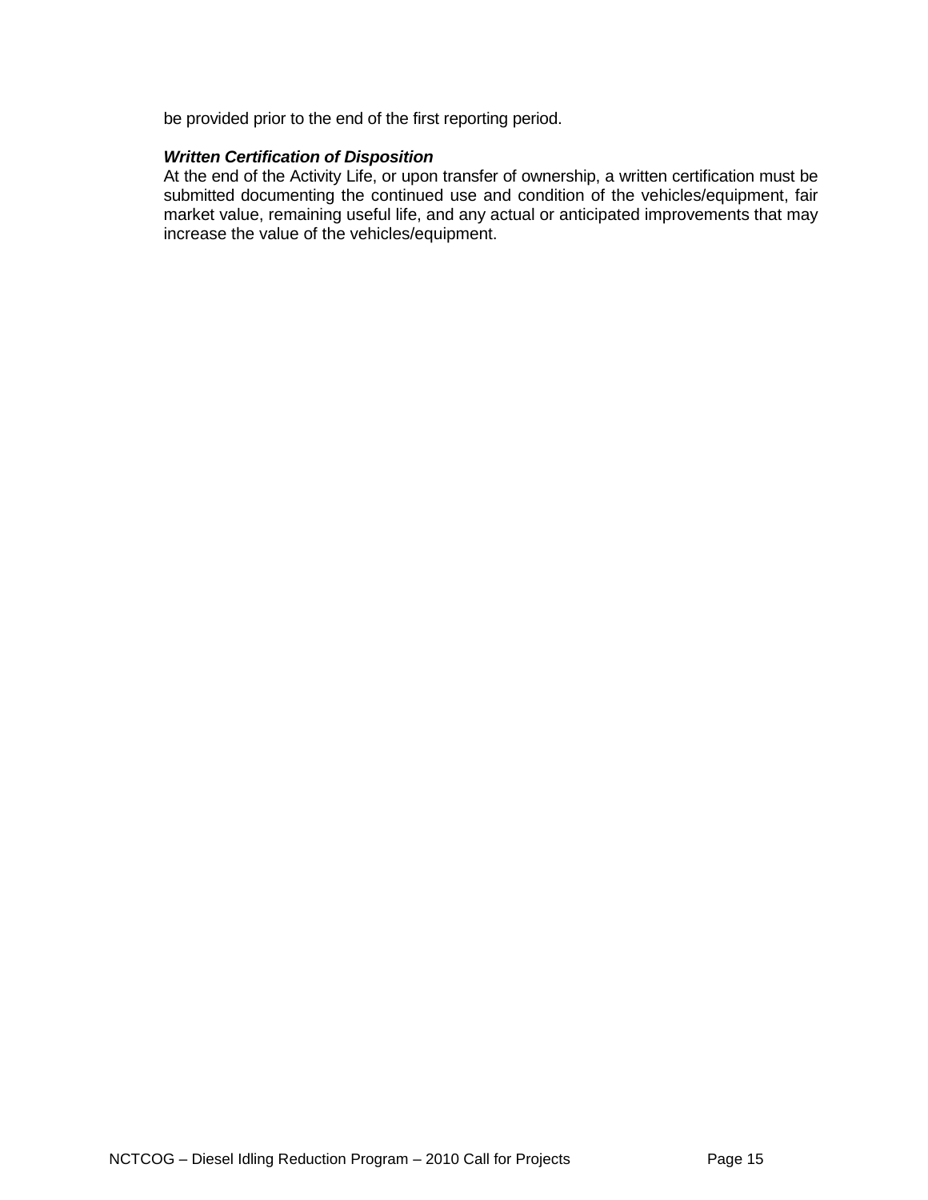be provided prior to the end of the first reporting period.

***Written Certification of Disposition***

At the end of the Activity Life, or upon transfer of ownership, a written certification must be submitted documenting the continued use and condition of the vehicles/equipment, fair market value, remaining useful life, and any actual or anticipated improvements that may increase the value of the vehicles/equipment.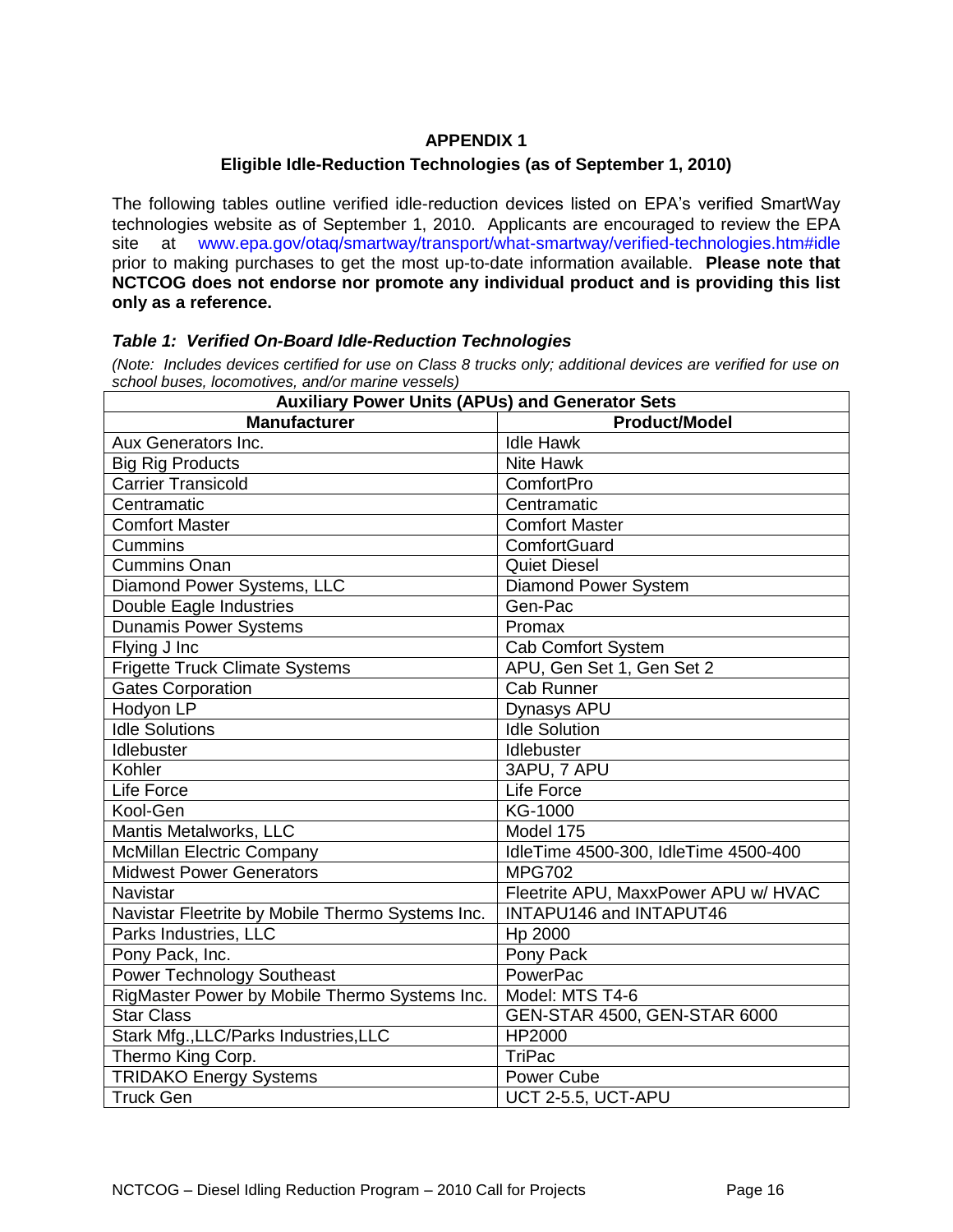# APPENDIX 1

## Eligible Idle-Reduction Technologies (as of September 1, 2010)

The following tables outline verified idle-reduction devices listed on EPA's verified SmartWay technologies website as of September 1, 2010. Applicants are encouraged to review the EPA site at www.epa.gov/otaq/smartway/transport/what-smartway/verified-technologies.htm#idle prior to making purchases to get the most up-to-date information available. **Please note that NCTCOG does not endorse nor promote any individual product and is providing this list only as a reference.**

### *Table 1: Verified On-Board Idle-Reduction Technologies*

*(Note: Includes devices certified for use on Class 8 trucks only; additional devices are verified for use on school buses, locomotives, and/or marine vessels)*

| Auxiliary Power Units (APUs) and Generator Sets | |
|---|---|
| **Manufacturer** | **Product/Model** |
| Aux Generators Inc. | Idle Hawk |
| Big Rig Products | Nite Hawk |
| Carrier Transicold | ComfortPro |
| Centramatic | Centramatic |
| Comfort Master | Comfort Master |
| Cummins | ComfortGuard |
| Cummins Onan | Quiet Diesel |
| Diamond Power Systems, LLC | Diamond Power System |
| Double Eagle Industries | Gen-Pac |
| Dunamis Power Systems | Promax |
| Flying J Inc | Cab Comfort System |
| Frigette Truck Climate Systems | APU, Gen Set 1, Gen Set 2 |
| Gates Corporation | Cab Runner |
| Hodyon LP | Dynasys APU |
| Idle Solutions | Idle Solution |
| Idlebuster | Idlebuster |
| Kohler | 3APU, 7 APU |
| Life Force | Life Force |
| Kool-Gen | KG-1000 |
| Mantis Metalworks, LLC | Model 175 |
| McMillan Electric Company | IdleTime 4500-300, IdleTime 4500-400 |
| Midwest Power Generators | MPG702 |
| Navistar | Fleetrite APU, MaxxPower APU w/ HVAC |
| Navistar Fleetrite by Mobile Thermo Systems Inc. | INTAPU146 and INTAPUT46 |
| Parks Industries, LLC | Hp 2000 |
| Pony Pack, Inc. | Pony Pack |
| Power Technology Southeast | PowerPac |
| RigMaster Power by Mobile Thermo Systems Inc. | Model: MTS T4-6 |
| Star Class | GEN-STAR 4500, GEN-STAR 6000 |
| Stark Mfg.,LLC/Parks Industries,LLC | HP2000 |
| Thermo King Corp. | TriPac |
| TRIDAKO Energy Systems | Power Cube |
| Truck Gen | UCT 2-5.5, UCT-APU |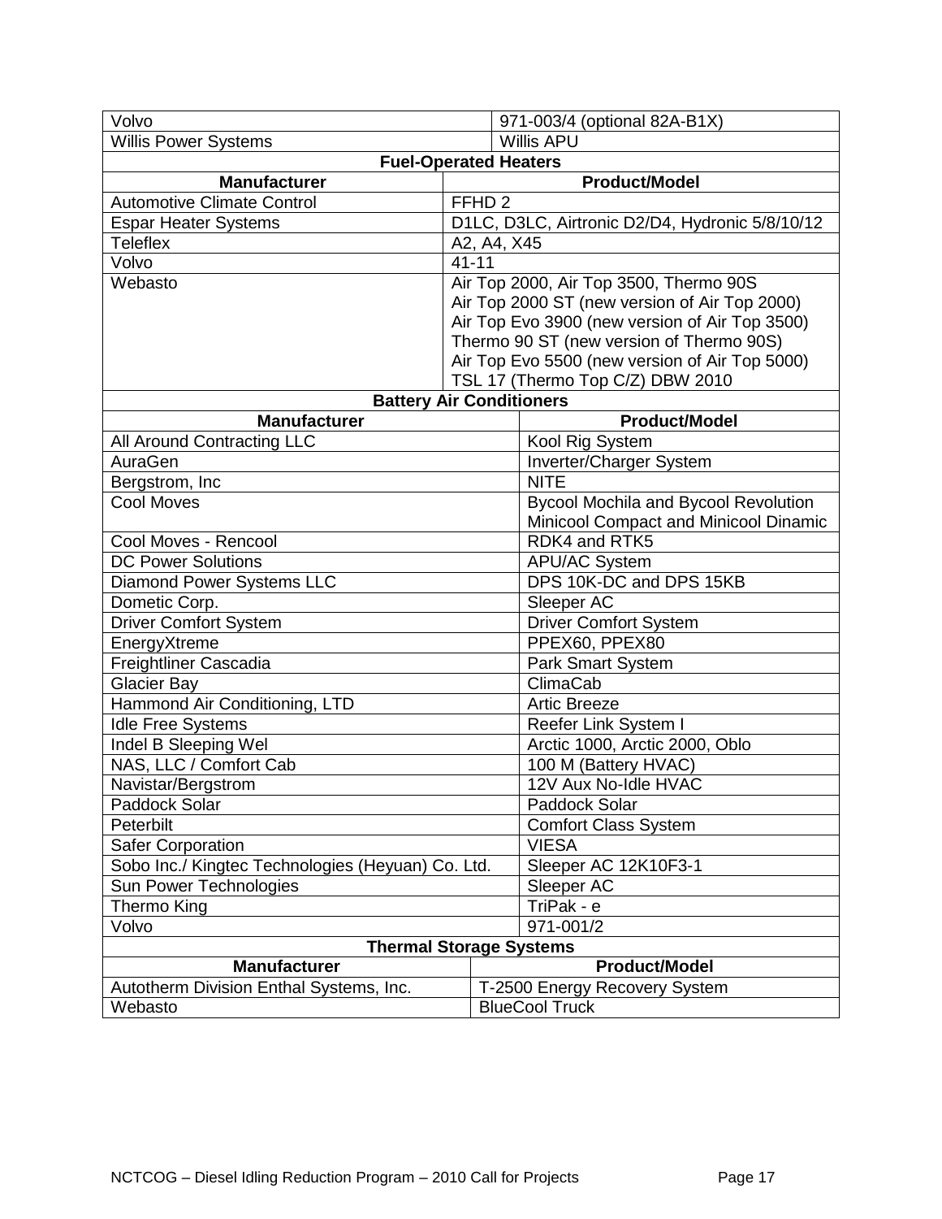| Volvo | 971-003/4 (optional 82A-B1X) |
|---|---|
| Willis Power Systems | Willis APU |

**Fuel-Operated Heaters**

| Manufacturer | Product/Model |
|---|---|
| Automotive Climate Control | FFHD 2 |
| Espar Heater Systems | D1LC, D3LC, Airtronic D2/D4, Hydronic 5/8/10/12 |
| Teleflex | A2, A4, X45 |
| Volvo | 41-11 |
| Webasto | Air Top 2000, Air Top 3500, Thermo 90S<br>Air Top 2000 ST (new version of Air Top 2000)<br>Air Top Evo 3900 (new version of Air Top 3500)<br>Thermo 90 ST (new version of Thermo 90S)<br>Air Top Evo 5500 (new version of Air Top 5000)<br>TSL 17 (Thermo Top C/Z) DBW 2010 |

**Battery Air Conditioners**

| Manufacturer | Product/Model |
|---|---|
| All Around Contracting LLC | Kool Rig System |
| AuraGen | Inverter/Charger System |
| Bergstrom, Inc | NITE |
| Cool Moves | Bycool Mochila and Bycool Revolution<br>Minicool Compact and Minicool Dinamic |
| Cool Moves - Rencool | RDK4 and RTK5 |
| DC Power Solutions | APU/AC System |
| Diamond Power Systems LLC | DPS 10K-DC and DPS 15KB |
| Dometic Corp. | Sleeper AC |
| Driver Comfort System | Driver Comfort System |
| EnergyXtreme | PPEX60, PPEX80 |
| Freightliner Cascadia | Park Smart System |
| Glacier Bay | ClimaCab |
| Hammond Air Conditioning, LTD | Artic Breeze |
| Idle Free Systems | Reefer Link System I |
| Indel B Sleeping Wel | Arctic 1000, Arctic 2000, Oblo |
| NAS, LLC / Comfort Cab | 100 M (Battery HVAC) |
| Navistar/Bergstrom | 12V Aux No-Idle HVAC |
| Paddock Solar | Paddock Solar |
| Peterbilt | Comfort Class System |
| Safer Corporation | VIESA |
| Sobo Inc./ Kingtec Technologies (Heyuan) Co. Ltd. | Sleeper AC 12K10F3-1 |
| Sun Power Technologies | Sleeper AC |
| Thermo King | TriPak - e |
| Volvo | 971-001/2 |

**Thermal Storage Systems**

| Manufacturer | Product/Model |
|---|---|
| Autotherm Division Enthal Systems, Inc. | T-2500 Energy Recovery System |
| Webasto | BlueCool Truck |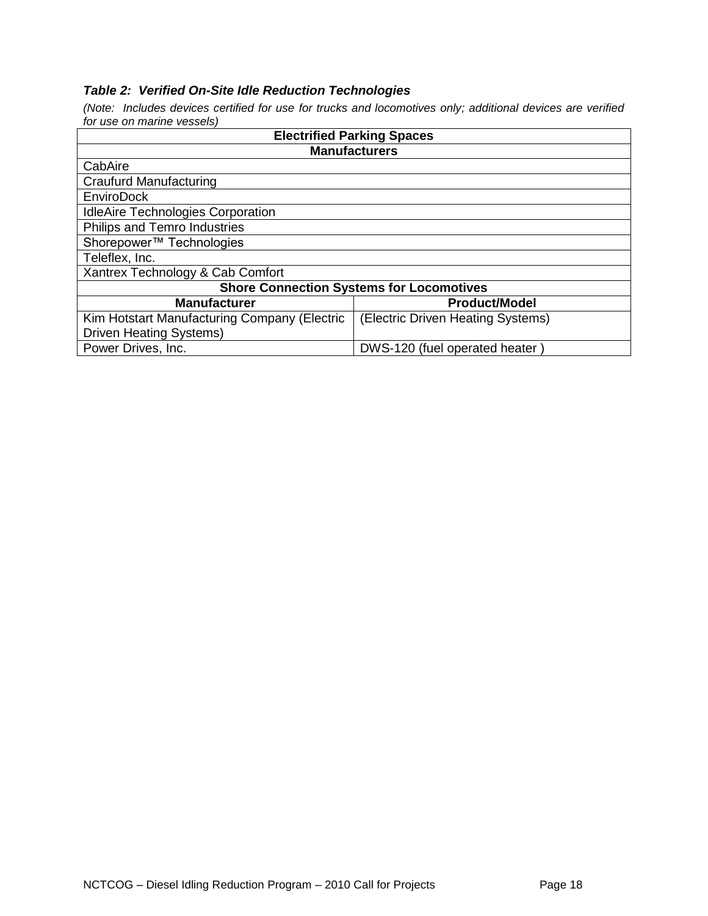***Table 2: Verified On-Site Idle Reduction Technologies***

*(Note: Includes devices certified for use for trucks and locomotives only; additional devices are verified for use on marine vessels)*

| | |
|---|---|
| **Electrified Parking Spaces** | |
| **Manufacturers** | |
| CabAire | |
| Craufurd Manufacturing | |
| EnviroDock | |
| IdleAire Technologies Corporation | |
| Philips and Temro Industries | |
| Shorepower™ Technologies | |
| Teleflex, Inc. | |
| Xantrex Technology & Cab Comfort | |
| **Shore Connection Systems for Locomotives** | |
| **Manufacturer** | **Product/Model** |
| Kim Hotstart Manufacturing Company (Electric Driven Heating Systems) | (Electric Driven Heating Systems) |
| Power Drives, Inc. | DWS-120 (fuel operated heater ) |